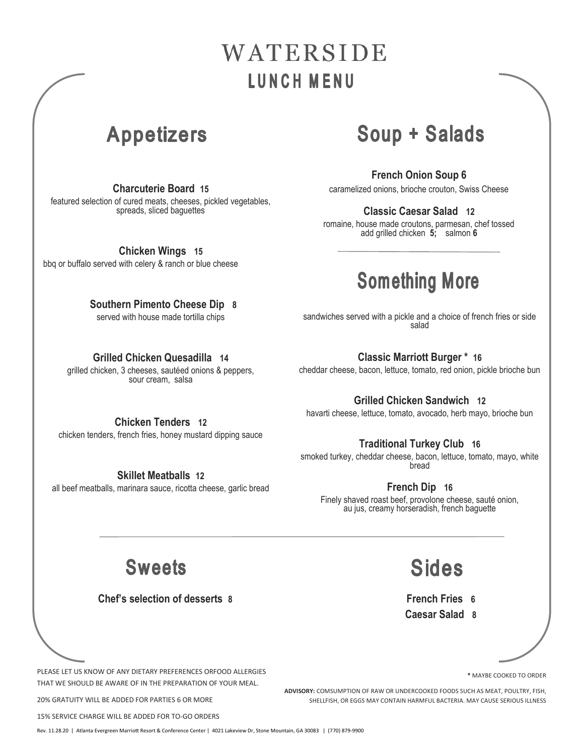# WATERSIDE

## LUNCH MENU

## Appetizers

**Charcuterie Board 15**
featured selection of cured meats, cheeses, pickled vegetables, spreads, sliced baguettes

**Chicken Wings 15**
bbq or buffalo served with celery & ranch or blue cheese

**Southern Pimento Cheese Dip 8**
served with house made tortilla chips

**Grilled Chicken Quesadilla 14**
grilled chicken, 3 cheeses, sautéed onions & peppers, sour cream, salsa

**Chicken Tenders 12**
chicken tenders, french fries, honey mustard dipping sauce

**Skillet Meatballs 12**
all beef meatballs, marinara sauce, ricotta cheese, garlic bread

## Soup + Salads

**French Onion Soup 6**
caramelized onions, brioche crouton, Swiss Cheese

**Classic Caesar Salad 12**
romaine, house made croutons, parmesan, chef tossed
add grilled chicken **5;** salmon **6**

## Something More

sandwiches served with a pickle and a choice of french fries or side salad

**Classic Marriott Burger * 16**
cheddar cheese, bacon, lettuce, tomato, red onion, pickle brioche bun

**Grilled Chicken Sandwich 12**
havarti cheese, lettuce, tomato, avocado, herb mayo, brioche bun

**Traditional Turkey Club 16**
smoked turkey, cheddar cheese, bacon, lettuce, tomato, mayo, white bread

**French Dip 16**
Finely shaved roast beef, provolone cheese, sauté onion, au jus, creamy horseradish, french baguette

## Sweets

**Chef's selection of desserts 8**

## Sides

**French Fries 6**
**Caesar Salad 8**

PLEASE LET US KNOW OF ANY DIETARY PREFERENCES ORFOOD ALLERGIES THAT WE SHOULD BE AWARE OF IN THE PREPARATION OF YOUR MEAL.

20% GRATUITY WILL BE ADDED FOR PARTIES 6 OR MORE

15% SERVICE CHARGE WILL BE ADDED FOR TO-GO ORDERS

**\*** MAYBE COOKED TO ORDER

**ADVISORY:** COMSUMPTION OF RAW OR UNDERCOOKED FOODS SUCH AS MEAT, POULTRY, FISH, SHELLFISH, OR EGGS MAY CONTAIN HARMFUL BACTERIA. MAY CAUSE SERIOUS ILLNESS

Rev. 11.28.20 | Atlanta Evergreen Marriott Resort & Conference Center | 4021 Lakeview Dr, Stone Mountain, GA 30083 | (770) 879-9900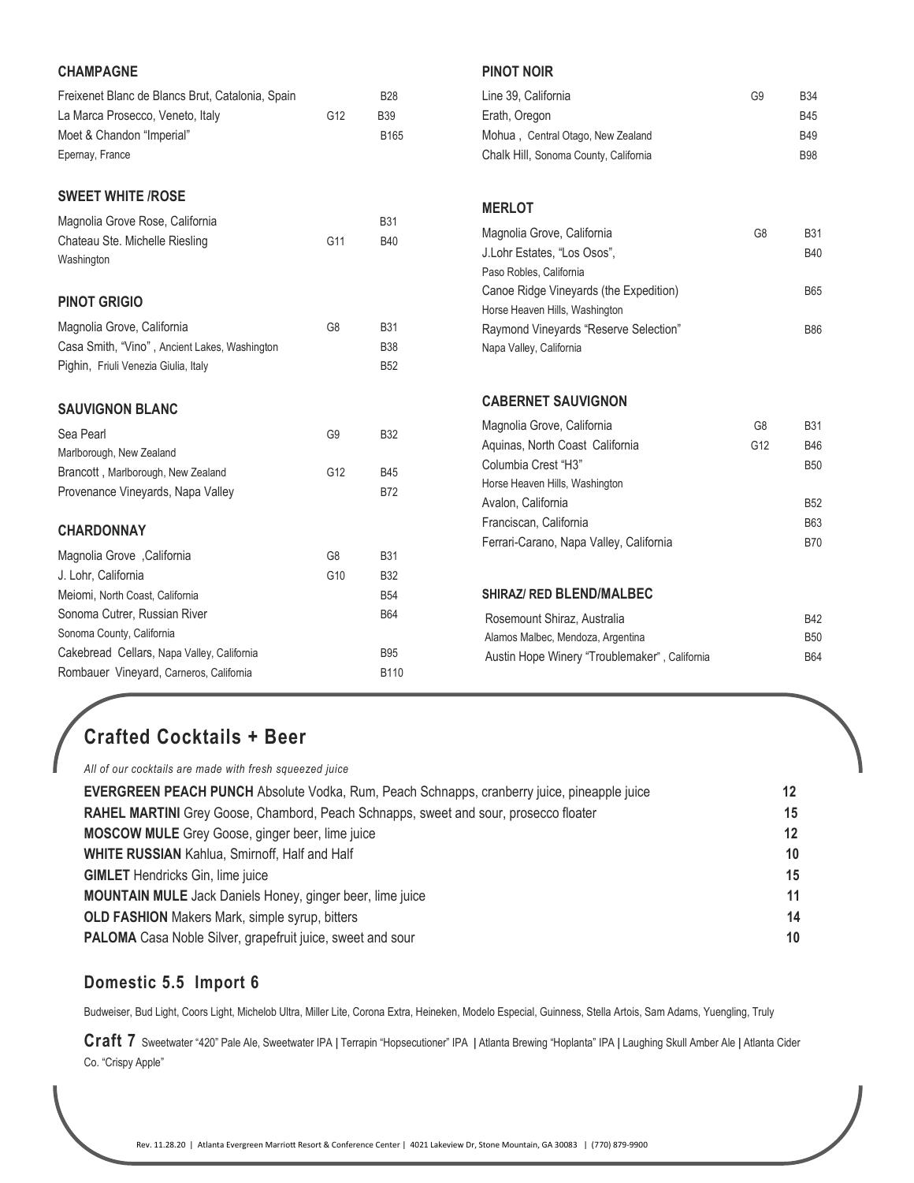## CHAMPAGNE

| | | |
|---|---|---|
| Freixenet Blanc de Blancs Brut, Catalonia, Spain | | B28 |
| La Marca Prosecco, Veneto, Italy | G12 | B39 |
| Moet & Chandon "Imperial" Epernay, France | | B165 |

## SWEET WHITE /ROSE

| | | |
|---|---|---|
| Magnolia Grove Rose, California | | B31 |
| Chateau Ste. Michelle Riesling Washington | G11 | B40 |

## PINOT GRIGIO

| | | |
|---|---|---|
| Magnolia Grove, California | G8 | B31 |
| Casa Smith, "Vino", Ancient Lakes, Washington | | B38 |
| Pighin, Friuli Venezia Giulia, Italy | | B52 |

## SAUVIGNON BLANC

| | | |
|---|---|---|
| Sea Pearl Marlborough, New Zealand | G9 | B32 |
| Brancott, Marlborough, New Zealand | G12 | B45 |
| Provenance Vineyards, Napa Valley | | B72 |

## CHARDONNAY

| | | |
|---|---|---|
| Magnolia Grove ,California | G8 | B31 |
| J. Lohr, California | G10 | B32 |
| Meiomi, North Coast, California | | B54 |
| Sonoma Cutrer, Russian River Sonoma County, California | | B64 |
| Cakebread Cellars, Napa Valley, California | | B95 |
| Rombauer Vineyard, Carneros, California | | B110 |

## PINOT NOIR

| | | |
|---|---|---|
| Line 39, California | G9 | B34 |
| Erath, Oregon | | B45 |
| Mohua , Central Otago, New Zealand | | B49 |
| Chalk Hill, Sonoma County, California | | B98 |

## MERLOT

| | | |
|---|---|---|
| Magnolia Grove, California | G8 | B31 |
| J.Lohr Estates, "Los Osos", Paso Robles, California | | B40 |
| Canoe Ridge Vineyards (the Expedition) Horse Heaven Hills, Washington | | B65 |
| Raymond Vineyards "Reserve Selection" Napa Valley, California | | B86 |

## CABERNET SAUVIGNON

| | | |
|---|---|---|
| Magnolia Grove, California | G8 | B31 |
| Aquinas, North Coast California | G12 | B46 |
| Columbia Crest "H3" Horse Heaven Hills, Washington | | B50 |
| Avalon, California | | B52 |
| Franciscan, California | | B63 |
| Ferrari-Carano, Napa Valley, California | | B70 |

## SHIRAZ/ RED BLEND/MALBEC

| | |
|---|---|
| Rosemount Shiraz, Australia | B42 |
| Alamos Malbec, Mendoza, Argentina | B50 |
| Austin Hope Winery "Troublemaker", California | B64 |

# Crafted Cocktails + Beer

*All of our cocktails are made with fresh squeezed juice*

| | |
|---|---|
| **EVERGREEN PEACH PUNCH** Absolute Vodka, Rum, Peach Schnapps, cranberry juice, pineapple juice | **12** |
| **RAHEL MARTINI** Grey Goose, Chambord, Peach Schnapps, sweet and sour, prosecco floater | **15** |
| **MOSCOW MULE** Grey Goose, ginger beer, lime juice | **12** |
| **WHITE RUSSIAN** Kahlua, Smirnoff, Half and Half | **10** |
| **GIMLET** Hendricks Gin, lime juice | **15** |
| **MOUNTAIN MULE** Jack Daniels Honey, ginger beer, lime juice | **11** |
| **OLD FASHION** Makers Mark, simple syrup, bitters | **14** |
| **PALOMA** Casa Noble Silver, grapefruit juice, sweet and sour | **10** |

## Domestic 5.5 Import 6

Budweiser, Bud Light, Coors Light, Michelob Ultra, Miller Lite, Corona Extra, Heineken, Modelo Especial, Guinness, Stella Artois, Sam Adams, Yuengling, Truly

**Craft 7** Sweetwater "420" Pale Ale, Sweetwater IPA | Terrapin "Hopsecutioner" IPA | Atlanta Brewing "Hoplanta" IPA | Laughing Skull Amber Ale | Atlanta Cider Co. "Crispy Apple"

Rev. 11.28.20 | Atlanta Evergreen Marriott Resort & Conference Center | 4021 Lakeview Dr, Stone Mountain, GA 30083 | (770) 879-9900